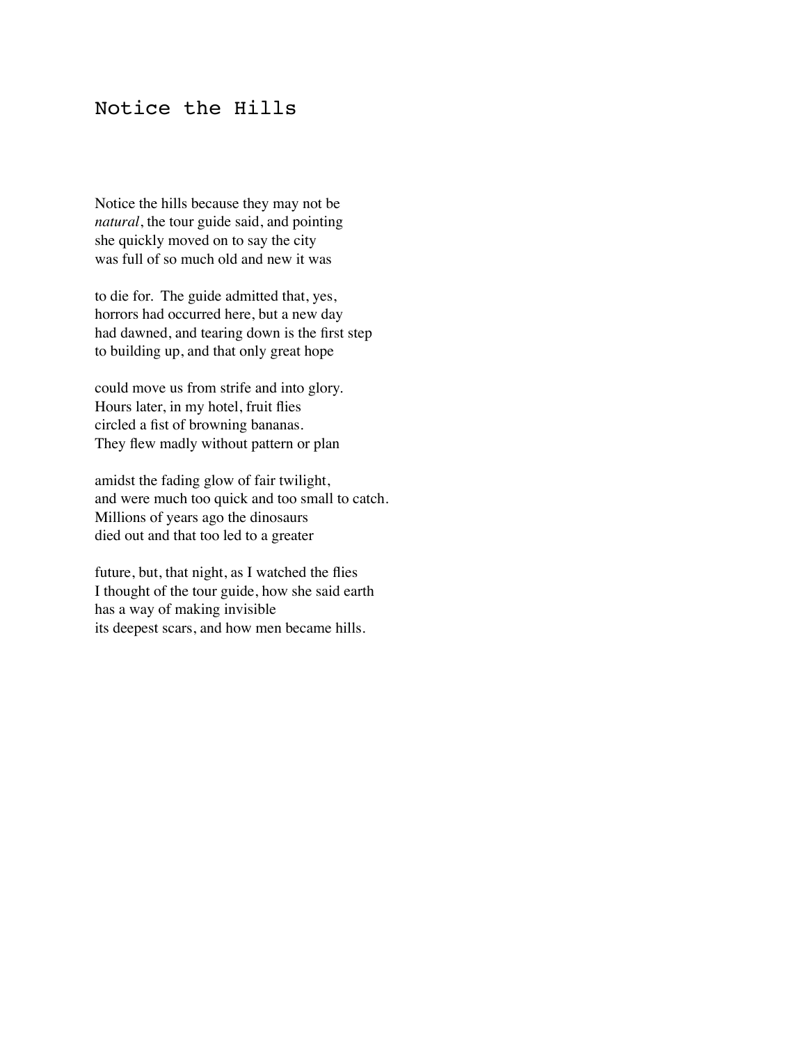# Notice the Hills

Notice the hills because they may not be
*natural*, the tour guide said, and pointing
she quickly moved on to say the city
was full of so much old and new it was

to die for. The guide admitted that, yes,
horrors had occurred here, but a new day
had dawned, and tearing down is the first step
to building up, and that only great hope

could move us from strife and into glory.
Hours later, in my hotel, fruit flies
circled a fist of browning bananas.
They flew madly without pattern or plan

amidst the fading glow of fair twilight,
and were much too quick and too small to catch.
Millions of years ago the dinosaurs
died out and that too led to a greater

future, but, that night, as I watched the flies
I thought of the tour guide, how she said earth
has a way of making invisible
its deepest scars, and how men became hills.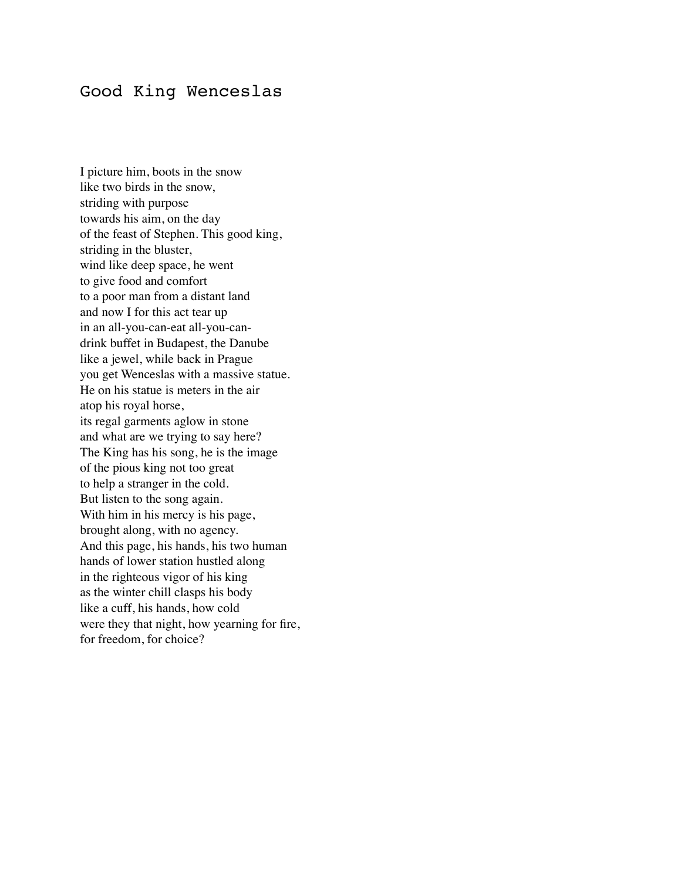# Good King Wenceslas

I picture him, boots in the snow  
like two birds in the snow,  
striding with purpose  
towards his aim, on the day  
of the feast of Stephen. This good king,  
striding in the bluster,  
wind like deep space, he went  
to give food and comfort  
to a poor man from a distant land  
and now I for this act tear up  
in an all-you-can-eat all-you-can-  
drink buffet in Budapest, the Danube  
like a jewel, while back in Prague  
you get Wenceslas with a massive statue.  
He on his statue is meters in the air  
atop his royal horse,  
its regal garments aglow in stone  
and what are we trying to say here?  
The King has his song, he is the image  
of the pious king not too great  
to help a stranger in the cold.  
But listen to the song again.  
With him in his mercy is his page,  
brought along, with no agency.  
And this page, his hands, his two human  
hands of lower station hustled along  
in the righteous vigor of his king  
as the winter chill clasps his body  
like a cuff, his hands, how cold  
were they that night, how yearning for fire,  
for freedom, for choice?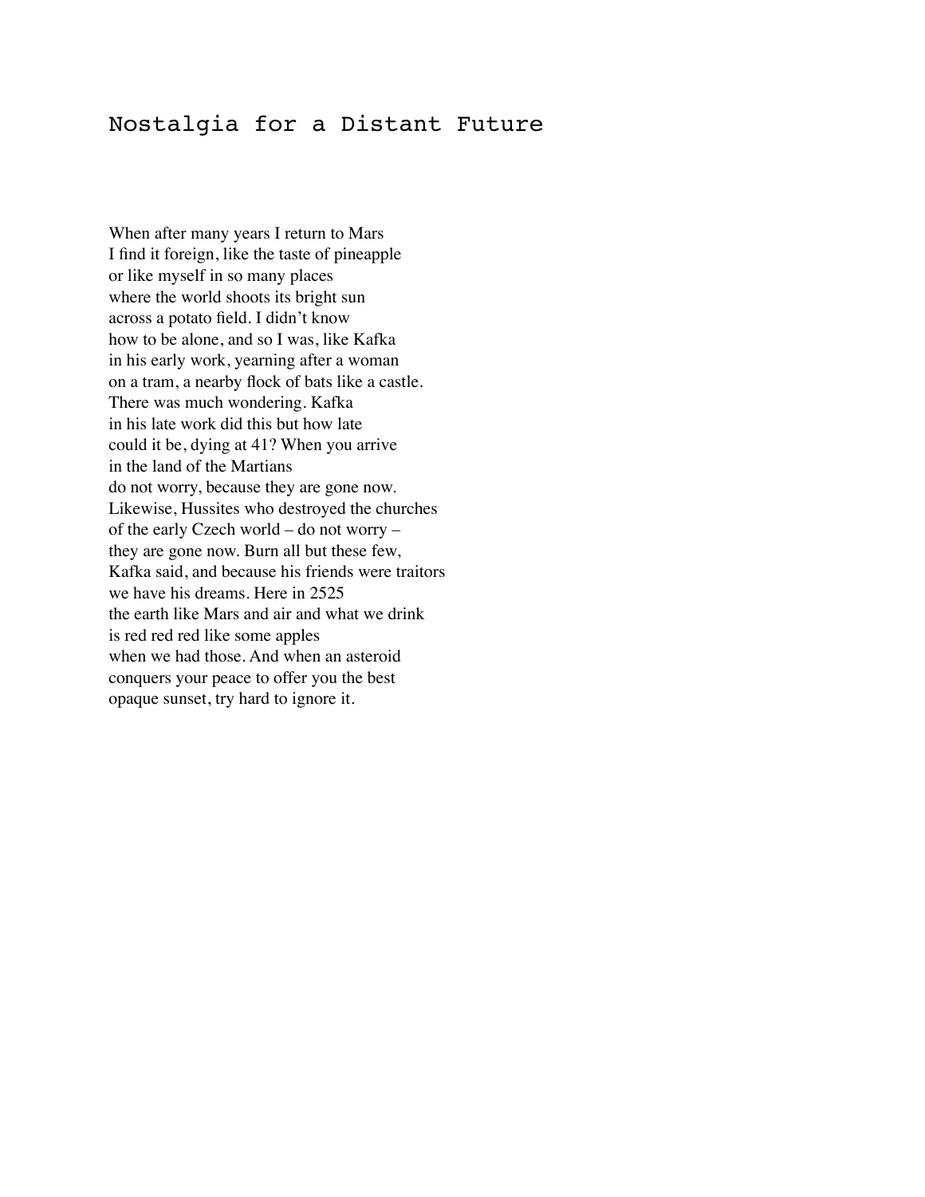# Nostalgia for a Distant Future

When after many years I return to Mars  
I find it foreign, like the taste of pineapple  
or like myself in so many places  
where the world shoots its bright sun  
across a potato field. I didn't know  
how to be alone, and so I was, like Kafka  
in his early work, yearning after a woman  
on a tram, a nearby flock of bats like a castle.  
There was much wondering. Kafka  
in his late work did this but how late  
could it be, dying at 41? When you arrive  
in the land of the Martians  
do not worry, because they are gone now.  
Likewise, Hussites who destroyed the churches  
of the early Czech world – do not worry –  
they are gone now. Burn all but these few,  
Kafka said, and because his friends were traitors  
we have his dreams. Here in 2525  
the earth like Mars and air and what we drink  
is red red red like some apples  
when we had those. And when an asteroid  
conquers your peace to offer you the best  
opaque sunset, try hard to ignore it.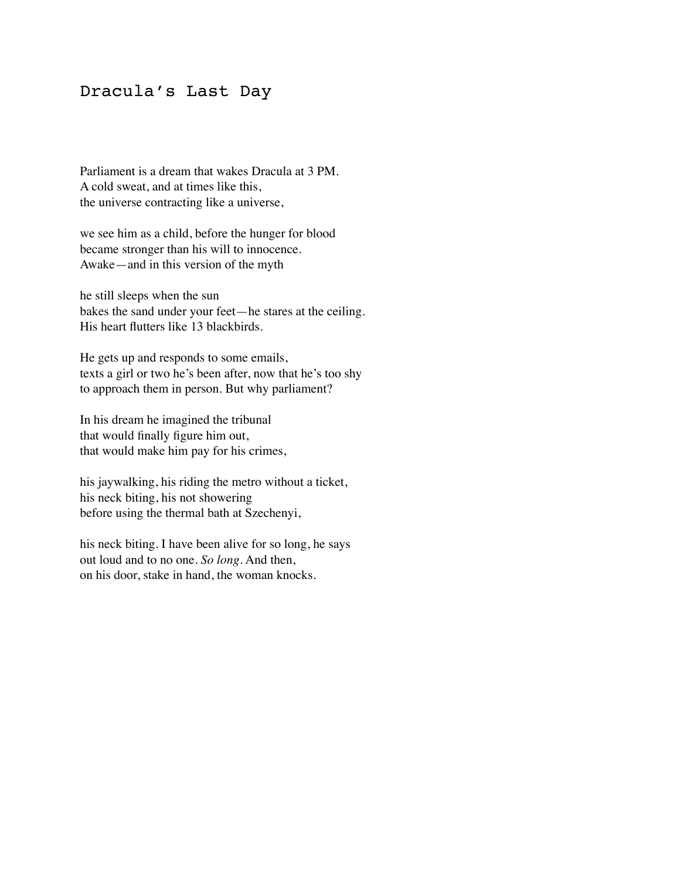# Dracula's Last Day

Parliament is a dream that wakes Dracula at 3 PM.  
A cold sweat, and at times like this,  
the universe contracting like a universe,

we see him as a child, before the hunger for blood  
became stronger than his will to innocence.  
Awake—and in this version of the myth

he still sleeps when the sun  
bakes the sand under your feet—he stares at the ceiling.  
His heart flutters like 13 blackbirds.

He gets up and responds to some emails,  
texts a girl or two he's been after, now that he's too shy  
to approach them in person. But why parliament?

In his dream he imagined the tribunal  
that would finally figure him out,  
that would make him pay for his crimes,

his jaywalking, his riding the metro without a ticket,  
his neck biting, his not showering  
before using the thermal bath at Szechenyi,

his neck biting. I have been alive for so long, he says  
out loud and to no one. *So long*. And then,  
on his door, stake in hand, the woman knocks.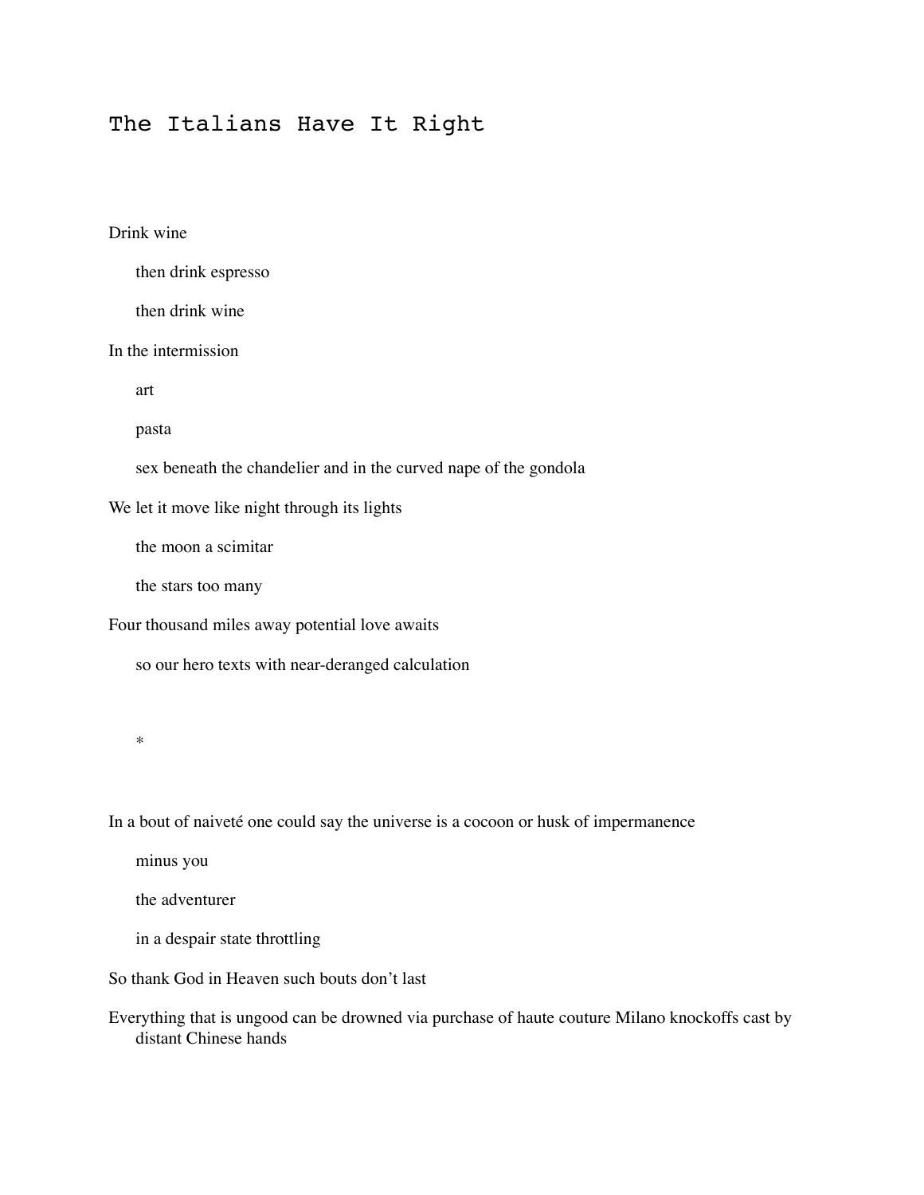# The Italians Have It Right

Drink wine

then drink espresso

then drink wine

In the intermission

art

pasta

sex beneath the chandelier and in the curved nape of the gondola

We let it move like night through its lights

the moon a scimitar

the stars too many

Four thousand miles away potential love awaits

so our hero texts with near-deranged calculation

*

In a bout of naiveté one could say the universe is a cocoon or husk of impermanence

minus you

the adventurer

in a despair state throttling

So thank God in Heaven such bouts don't last

Everything that is ungood can be drowned via purchase of haute couture Milano knockoffs cast by distant Chinese hands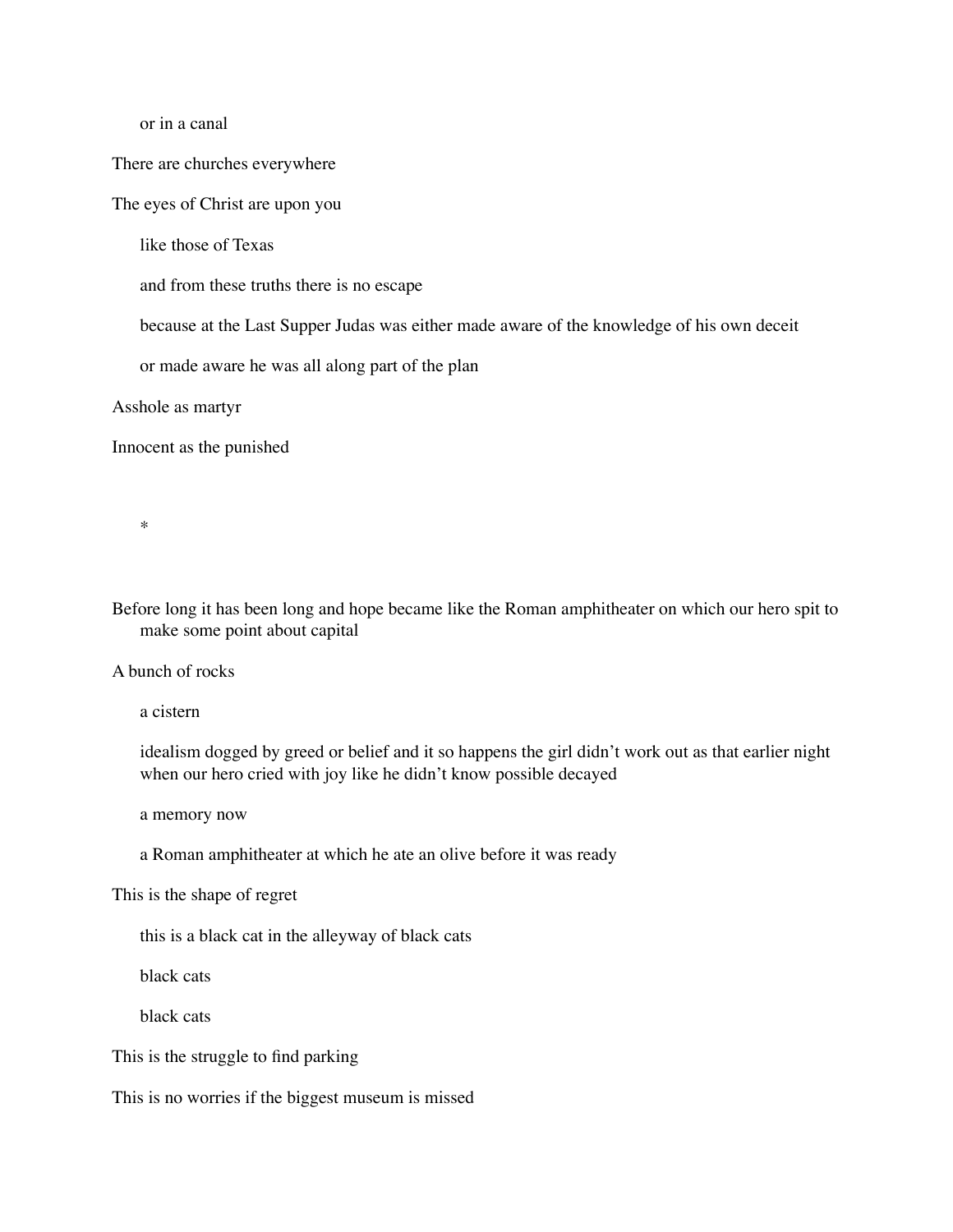or in a canal

There are churches everywhere

The eyes of Christ are upon you

like those of Texas

and from these truths there is no escape

because at the Last Supper Judas was either made aware of the knowledge of his own deceit

or made aware he was all along part of the plan

Asshole as martyr

Innocent as the punished

*

Before long it has been long and hope became like the Roman amphitheater on which our hero spit to make some point about capital

A bunch of rocks

a cistern

idealism dogged by greed or belief and it so happens the girl didn't work out as that earlier night when our hero cried with joy like he didn't know possible decayed

a memory now

a Roman amphitheater at which he ate an olive before it was ready

This is the shape of regret

this is a black cat in the alleyway of black cats

black cats

black cats

This is the struggle to find parking

This is no worries if the biggest museum is missed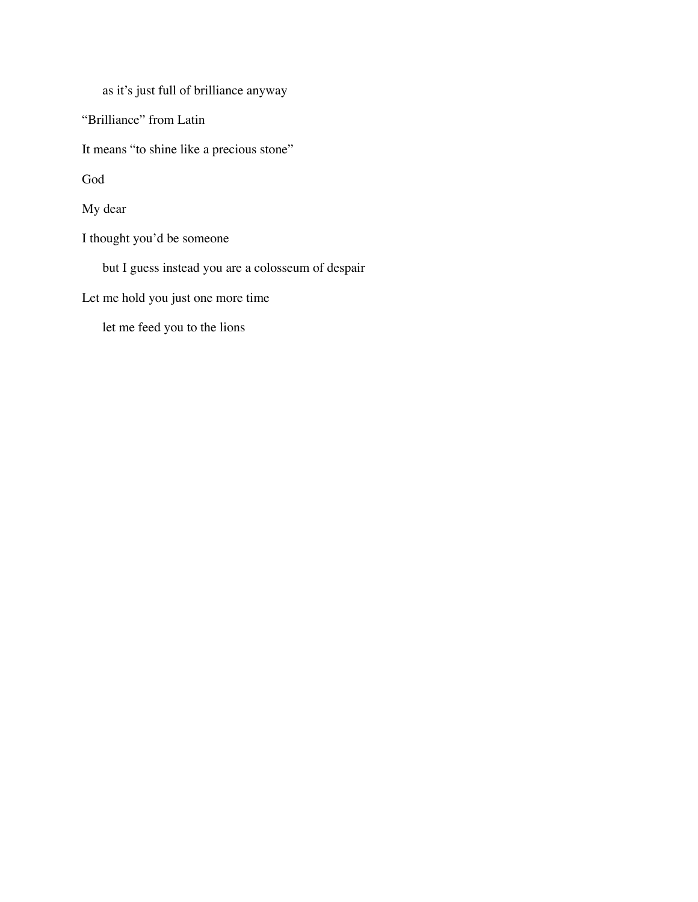as it’s just full of brilliance anyway

“Brilliance” from Latin

It means “to shine like a precious stone”

God

My dear

I thought you’d be someone

but I guess instead you are a colosseum of despair

Let me hold you just one more time

let me feed you to the lions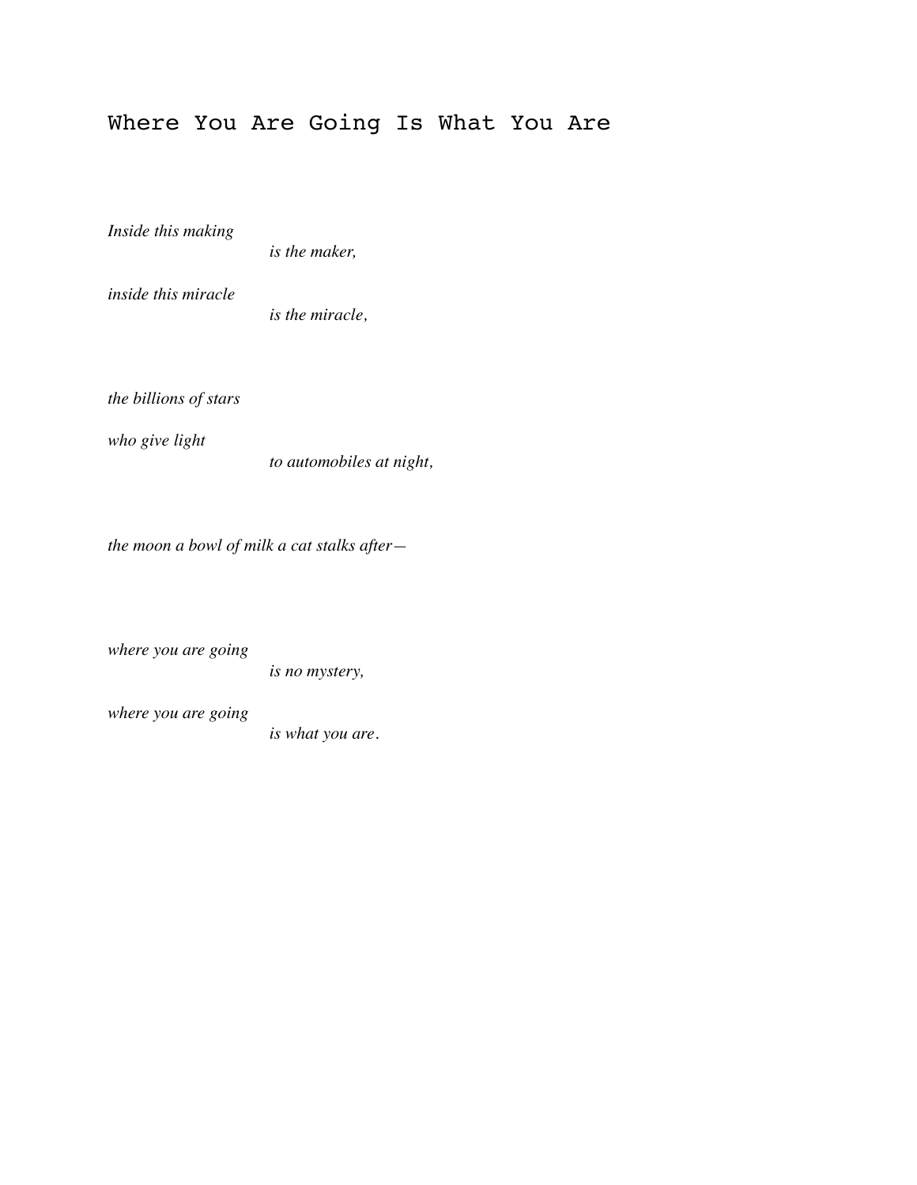# Where You Are Going Is What You Are

*Inside this making*
*is the maker,*

*inside this miracle*
*is the miracle,*

*the billions of stars*

*who give light*
*to automobiles at night,*

*the moon a bowl of milk a cat stalks after—*

*where you are going*
*is no mystery,*

*where you are going*
*is what you are.*